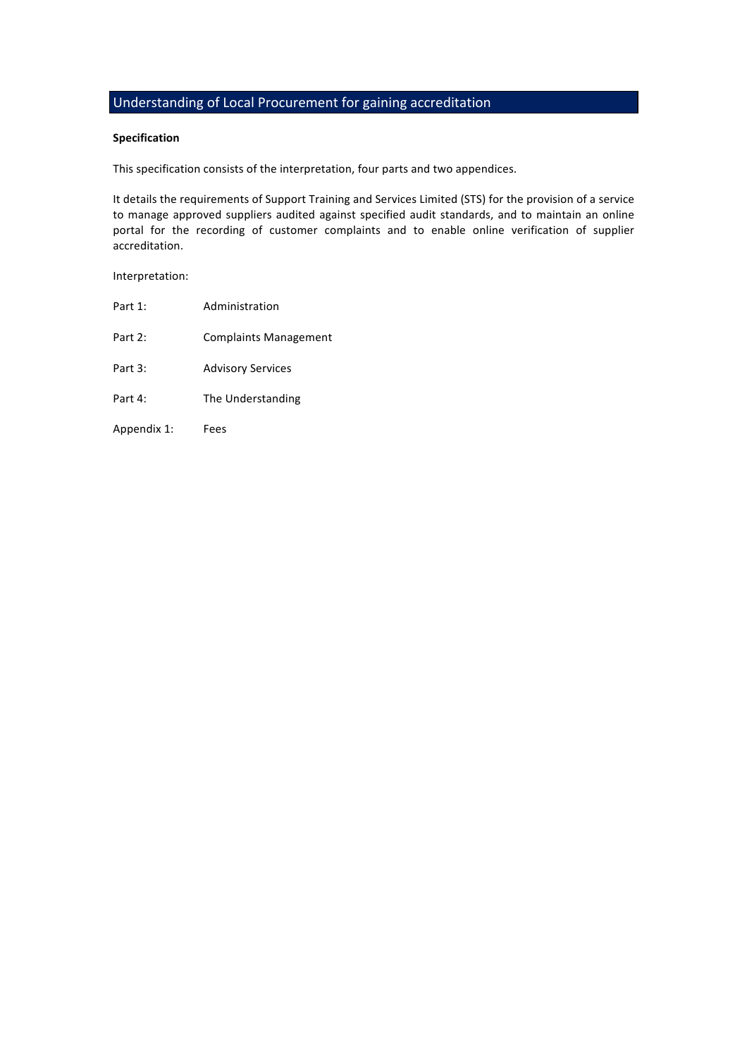# Understanding of Local Procurement for gaining accreditation

**Specification**

This specification consists of the interpretation, four parts and two appendices.

It details the requirements of Support Training and Services Limited (STS) for the provision of a service to manage approved suppliers audited against specified audit standards, and to maintain an online portal for the recording of customer complaints and to enable online verification of supplier accreditation.

Interpretation:

| | |
|---|---|
| Part 1: | Administration |
| Part 2: | Complaints Management |
| Part 3: | Advisory Services |
| Part 4: | The Understanding |
| Appendix 1: | Fees |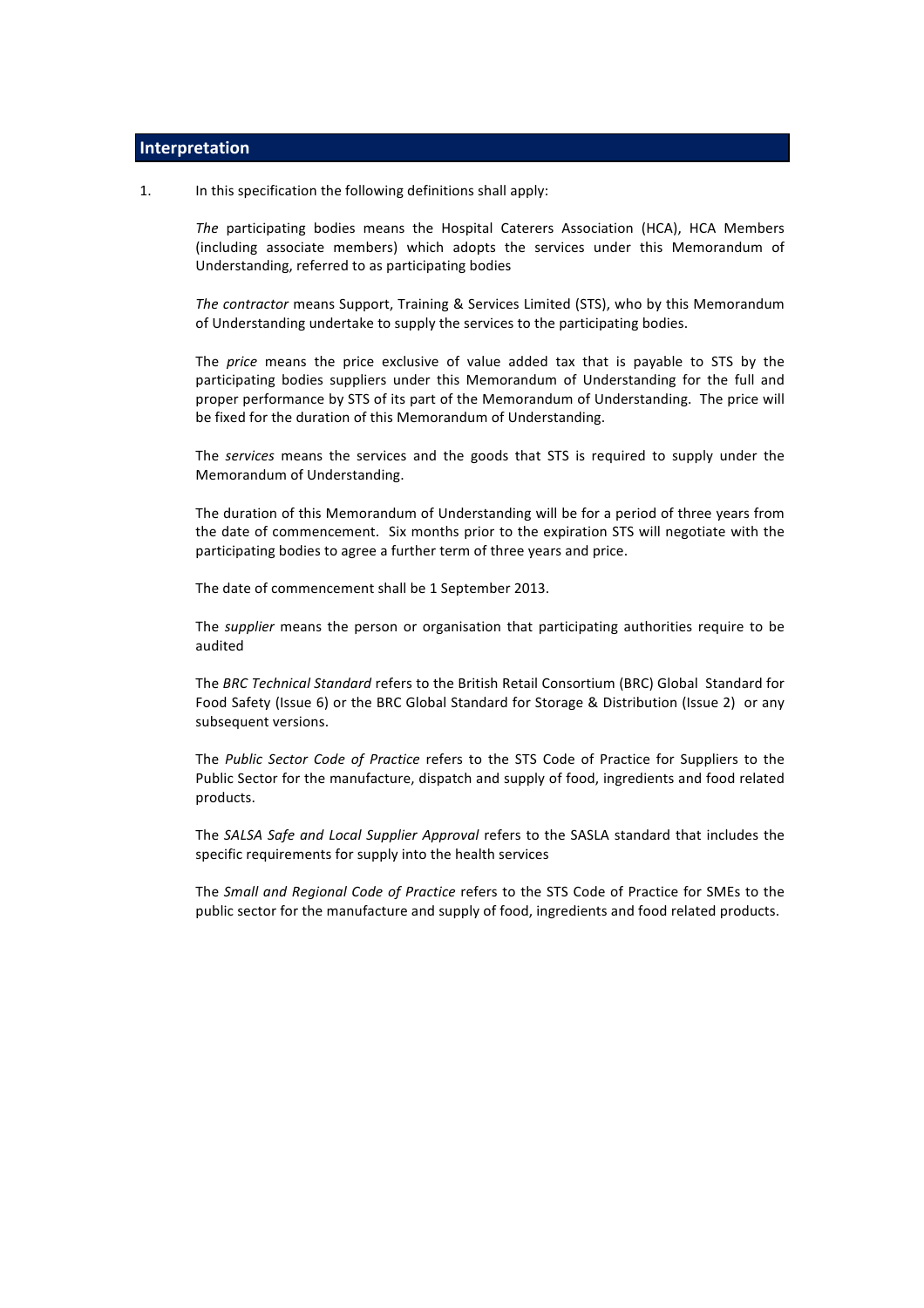## Interpretation

1. In this specification the following definitions shall apply:

   *The* participating bodies means the Hospital Caterers Association (HCA), HCA Members (including associate members) which adopts the services under this Memorandum of Understanding, referred to as participating bodies

   *The contractor* means Support, Training & Services Limited (STS), who by this Memorandum of Understanding undertake to supply the services to the participating bodies.

   The *price* means the price exclusive of value added tax that is payable to STS by the participating bodies suppliers under this Memorandum of Understanding for the full and proper performance by STS of its part of the Memorandum of Understanding. The price will be fixed for the duration of this Memorandum of Understanding.

   The *services* means the services and the goods that STS is required to supply under the Memorandum of Understanding.

   The duration of this Memorandum of Understanding will be for a period of three years from the date of commencement. Six months prior to the expiration STS will negotiate with the participating bodies to agree a further term of three years and price.

   The date of commencement shall be 1 September 2013.

   The *supplier* means the person or organisation that participating authorities require to be audited

   The *BRC Technical Standard* refers to the British Retail Consortium (BRC) Global Standard for Food Safety (Issue 6) or the BRC Global Standard for Storage & Distribution (Issue 2) or any subsequent versions.

   The *Public Sector Code of Practice* refers to the STS Code of Practice for Suppliers to the Public Sector for the manufacture, dispatch and supply of food, ingredients and food related products.

   The *SALSA Safe and Local Supplier Approval* refers to the SASLA standard that includes the specific requirements for supply into the health services

   The *Small and Regional Code of Practice* refers to the STS Code of Practice for SMEs to the public sector for the manufacture and supply of food, ingredients and food related products.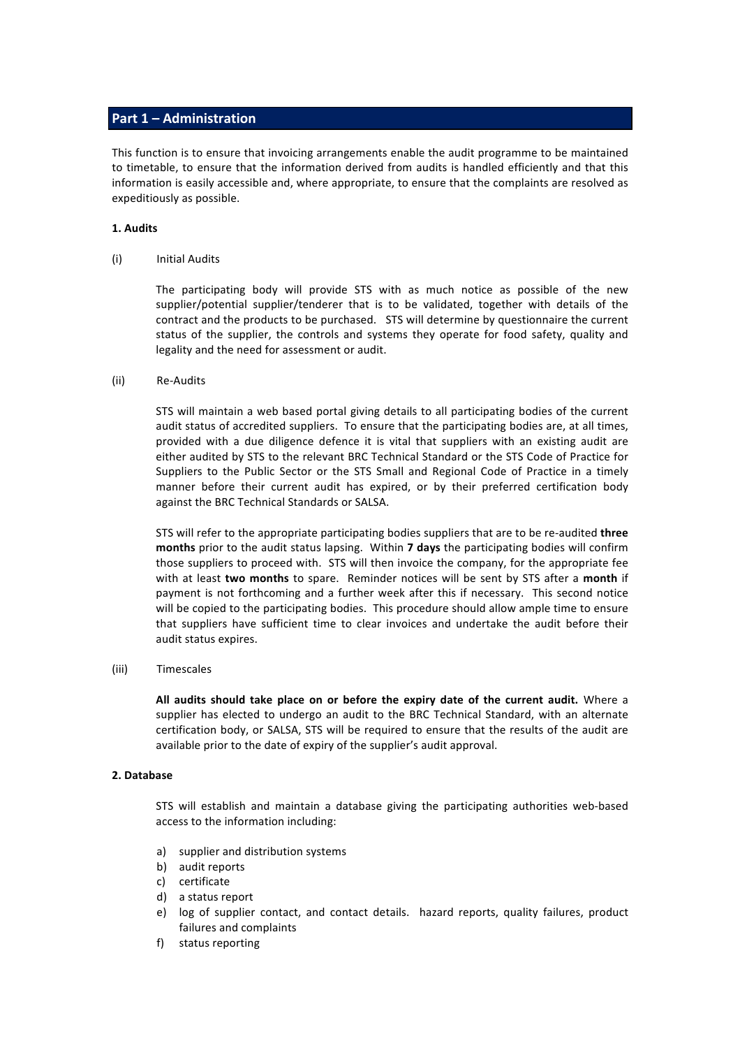## Part 1 – Administration

This function is to ensure that invoicing arrangements enable the audit programme to be maintained to timetable, to ensure that the information derived from audits is handled efficiently and that this information is easily accessible and, where appropriate, to ensure that the complaints are resolved as expeditiously as possible.

**1. Audits**

(i) Initial Audits

The participating body will provide STS with as much notice as possible of the new supplier/potential supplier/tenderer that is to be validated, together with details of the contract and the products to be purchased. STS will determine by questionnaire the current status of the supplier, the controls and systems they operate for food safety, quality and legality and the need for assessment or audit.

(ii) Re-Audits

STS will maintain a web based portal giving details to all participating bodies of the current audit status of accredited suppliers. To ensure that the participating bodies are, at all times, provided with a due diligence defence it is vital that suppliers with an existing audit are either audited by STS to the relevant BRC Technical Standard or the STS Code of Practice for Suppliers to the Public Sector or the STS Small and Regional Code of Practice in a timely manner before their current audit has expired, or by their preferred certification body against the BRC Technical Standards or SALSA.

STS will refer to the appropriate participating bodies suppliers that are to be re-audited **three months** prior to the audit status lapsing. Within **7 days** the participating bodies will confirm those suppliers to proceed with. STS will then invoice the company, for the appropriate fee with at least **two months** to spare. Reminder notices will be sent by STS after a **month** if payment is not forthcoming and a further week after this if necessary. This second notice will be copied to the participating bodies. This procedure should allow ample time to ensure that suppliers have sufficient time to clear invoices and undertake the audit before their audit status expires.

(iii) Timescales

**All audits should take place on or before the expiry date of the current audit.** Where a supplier has elected to undergo an audit to the BRC Technical Standard, with an alternate certification body, or SALSA, STS will be required to ensure that the results of the audit are available prior to the date of expiry of the supplier's audit approval.

**2. Database**

STS will establish and maintain a database giving the participating authorities web-based access to the information including:

a) supplier and distribution systems
b) audit reports
c) certificate
d) a status report
e) log of supplier contact, and contact details. hazard reports, quality failures, product failures and complaints
f) status reporting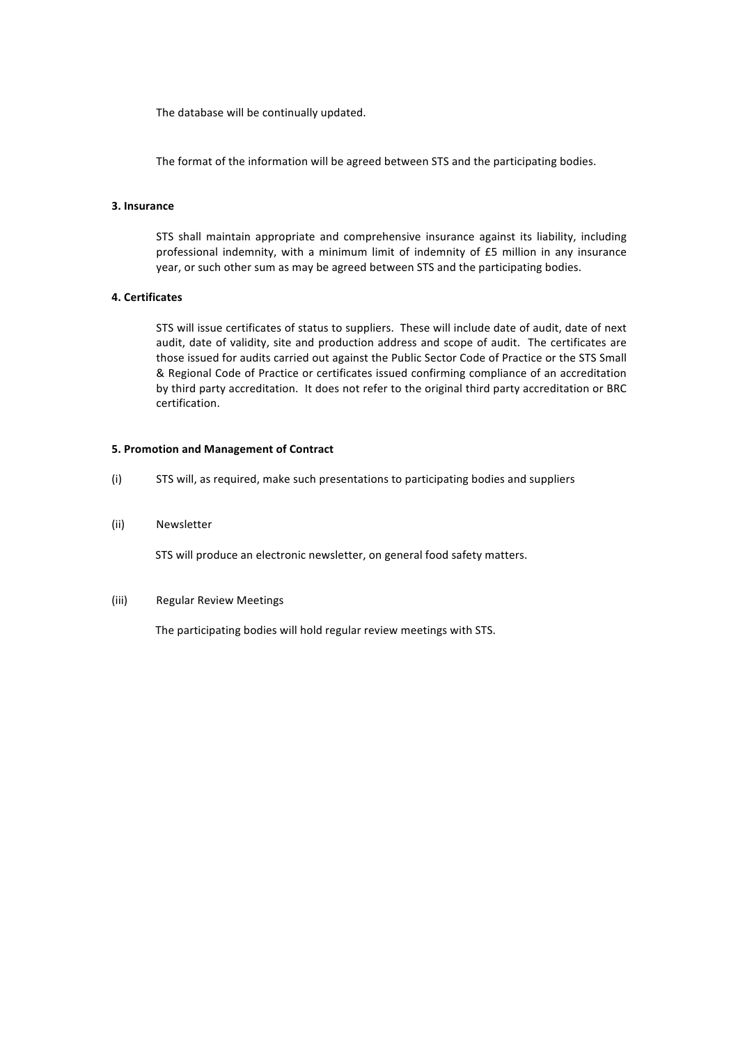The database will be continually updated.

The format of the information will be agreed between STS and the participating bodies.

**3. Insurance**

STS shall maintain appropriate and comprehensive insurance against its liability, including professional indemnity, with a minimum limit of indemnity of £5 million in any insurance year, or such other sum as may be agreed between STS and the participating bodies.

**4. Certificates**

STS will issue certificates of status to suppliers. These will include date of audit, date of next audit, date of validity, site and production address and scope of audit. The certificates are those issued for audits carried out against the Public Sector Code of Practice or the STS Small & Regional Code of Practice or certificates issued confirming compliance of an accreditation by third party accreditation. It does not refer to the original third party accreditation or BRC certification.

**5. Promotion and Management of Contract**

(i) STS will, as required, make such presentations to participating bodies and suppliers

(ii) Newsletter

STS will produce an electronic newsletter, on general food safety matters.

(iii) Regular Review Meetings

The participating bodies will hold regular review meetings with STS.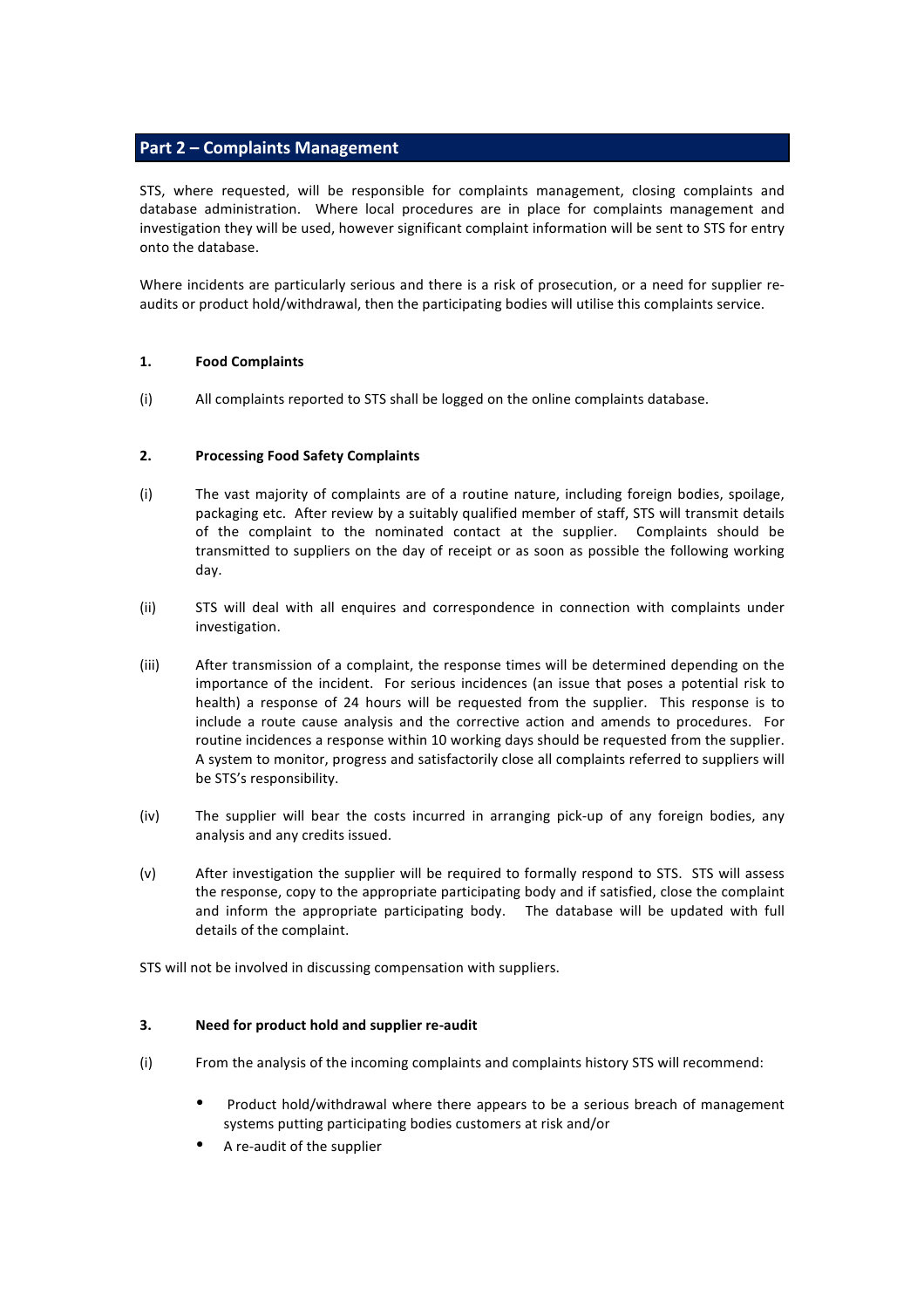## Part 2 – Complaints Management

STS, where requested, will be responsible for complaints management, closing complaints and database administration. Where local procedures are in place for complaints management and investigation they will be used, however significant complaint information will be sent to STS for entry onto the database.

Where incidents are particularly serious and there is a risk of prosecution, or a need for supplier re-audits or product hold/withdrawal, then the participating bodies will utilise this complaints service.

**1. Food Complaints**

(i) All complaints reported to STS shall be logged on the online complaints database.

**2. Processing Food Safety Complaints**

(i) The vast majority of complaints are of a routine nature, including foreign bodies, spoilage, packaging etc. After review by a suitably qualified member of staff, STS will transmit details of the complaint to the nominated contact at the supplier. Complaints should be transmitted to suppliers on the day of receipt or as soon as possible the following working day.

(ii) STS will deal with all enquires and correspondence in connection with complaints under investigation.

(iii) After transmission of a complaint, the response times will be determined depending on the importance of the incident. For serious incidences (an issue that poses a potential risk to health) a response of 24 hours will be requested from the supplier. This response is to include a route cause analysis and the corrective action and amends to procedures. For routine incidences a response within 10 working days should be requested from the supplier. A system to monitor, progress and satisfactorily close all complaints referred to suppliers will be STS's responsibility.

(iv) The supplier will bear the costs incurred in arranging pick-up of any foreign bodies, any analysis and any credits issued.

(v) After investigation the supplier will be required to formally respond to STS. STS will assess the response, copy to the appropriate participating body and if satisfied, close the complaint and inform the appropriate participating body. The database will be updated with full details of the complaint.

STS will not be involved in discussing compensation with suppliers.

**3. Need for product hold and supplier re-audit**

(i) From the analysis of the incoming complaints and complaints history STS will recommend:

- Product hold/withdrawal where there appears to be a serious breach of management systems putting participating bodies customers at risk and/or
- A re-audit of the supplier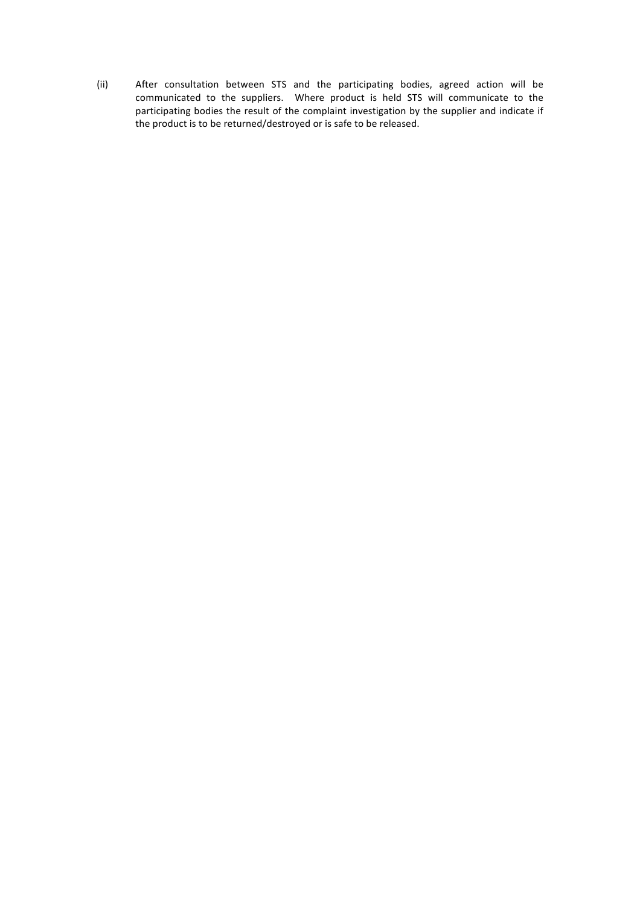(ii) After consultation between STS and the participating bodies, agreed action will be communicated to the suppliers. Where product is held STS will communicate to the participating bodies the result of the complaint investigation by the supplier and indicate if the product is to be returned/destroyed or is safe to be released.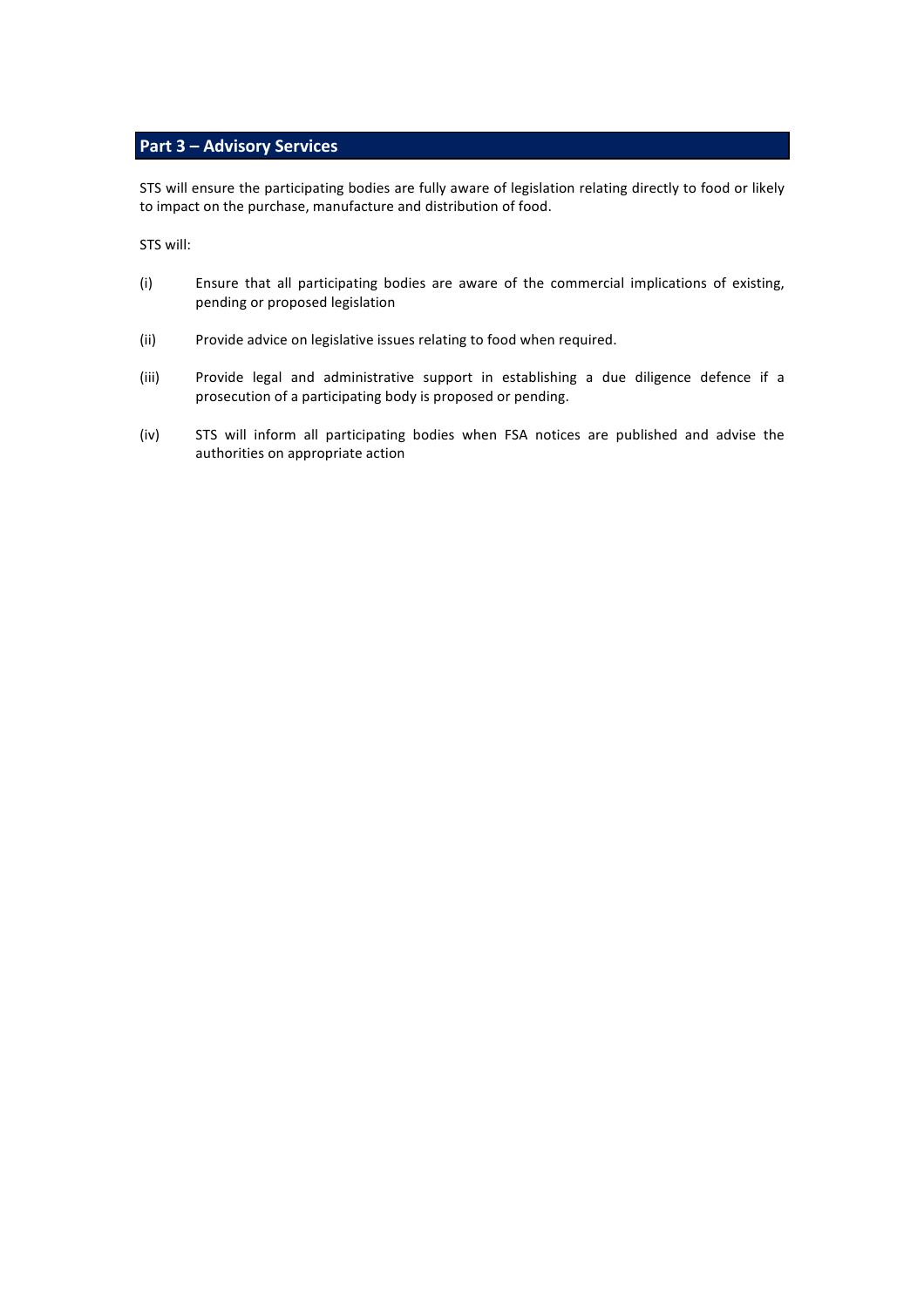## Part 3 – Advisory Services

STS will ensure the participating bodies are fully aware of legislation relating directly to food or likely to impact on the purchase, manufacture and distribution of food.

STS will:

(i) Ensure that all participating bodies are aware of the commercial implications of existing, pending or proposed legislation

(ii) Provide advice on legislative issues relating to food when required.

(iii) Provide legal and administrative support in establishing a due diligence defence if a prosecution of a participating body is proposed or pending.

(iv) STS will inform all participating bodies when FSA notices are published and advise the authorities on appropriate action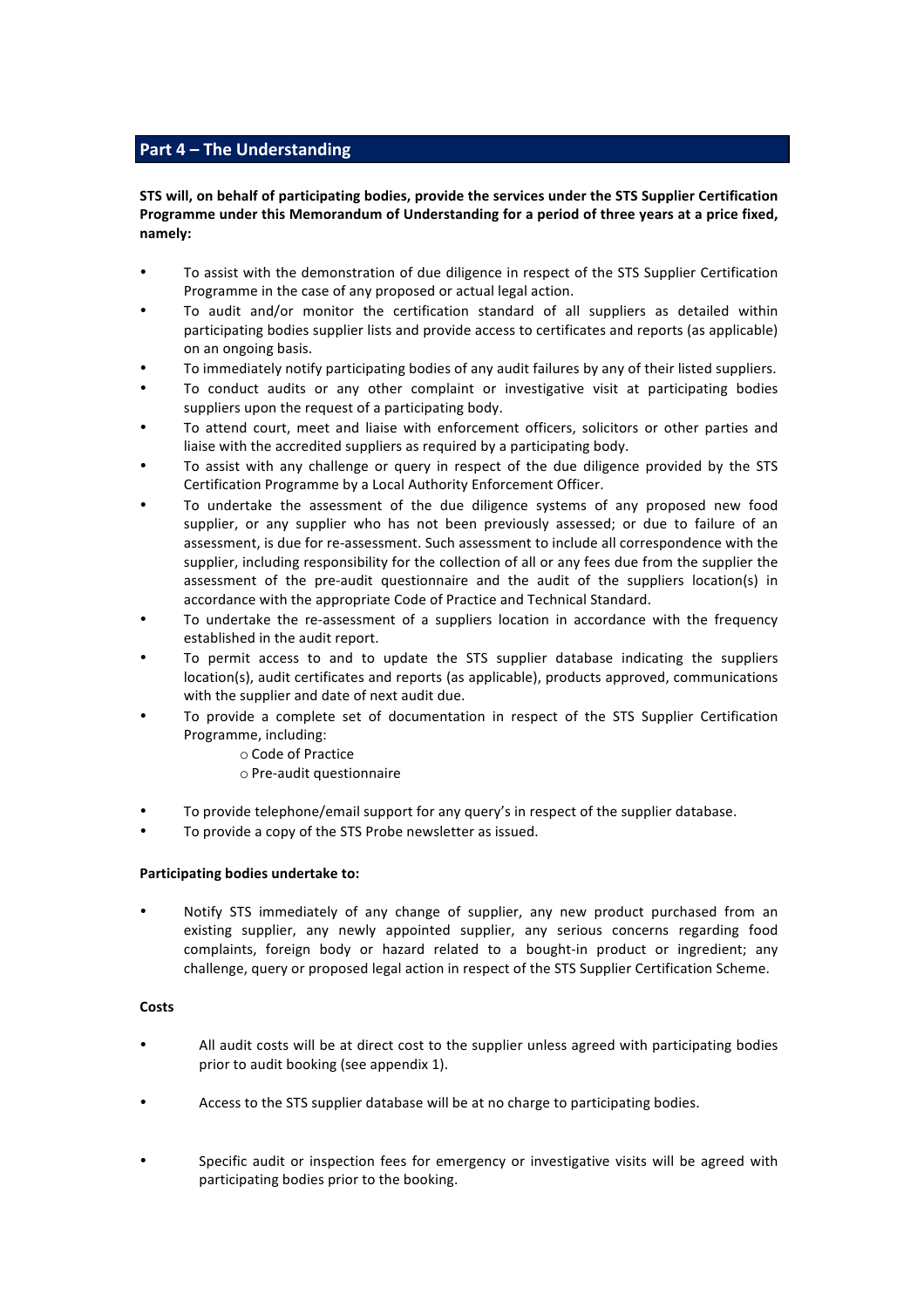## Part 4 – The Understanding

**STS will, on behalf of participating bodies, provide the services under the STS Supplier Certification Programme under this Memorandum of Understanding for a period of three years at a price fixed, namely:**

- To assist with the demonstration of due diligence in respect of the STS Supplier Certification Programme in the case of any proposed or actual legal action.
- To audit and/or monitor the certification standard of all suppliers as detailed within participating bodies supplier lists and provide access to certificates and reports (as applicable) on an ongoing basis.
- To immediately notify participating bodies of any audit failures by any of their listed suppliers.
- To conduct audits or any other complaint or investigative visit at participating bodies suppliers upon the request of a participating body.
- To attend court, meet and liaise with enforcement officers, solicitors or other parties and liaise with the accredited suppliers as required by a participating body.
- To assist with any challenge or query in respect of the due diligence provided by the STS Certification Programme by a Local Authority Enforcement Officer.
- To undertake the assessment of the due diligence systems of any proposed new food supplier, or any supplier who has not been previously assessed; or due to failure of an assessment, is due for re-assessment. Such assessment to include all correspondence with the supplier, including responsibility for the collection of all or any fees due from the supplier the assessment of the pre-audit questionnaire and the audit of the suppliers location(s) in accordance with the appropriate Code of Practice and Technical Standard.
- To undertake the re-assessment of a suppliers location in accordance with the frequency established in the audit report.
- To permit access to and to update the STS supplier database indicating the suppliers location(s), audit certificates and reports (as applicable), products approved, communications with the supplier and date of next audit due.
- To provide a complete set of documentation in respect of the STS Supplier Certification Programme, including:
  - Code of Practice
  - Pre-audit questionnaire
- To provide telephone/email support for any query's in respect of the supplier database.
- To provide a copy of the STS Probe newsletter as issued.

**Participating bodies undertake to:**

- Notify STS immediately of any change of supplier, any new product purchased from an existing supplier, any newly appointed supplier, any serious concerns regarding food complaints, foreign body or hazard related to a bought-in product or ingredient; any challenge, query or proposed legal action in respect of the STS Supplier Certification Scheme.

**Costs**

- All audit costs will be at direct cost to the supplier unless agreed with participating bodies prior to audit booking (see appendix 1).
- Access to the STS supplier database will be at no charge to participating bodies.
- Specific audit or inspection fees for emergency or investigative visits will be agreed with participating bodies prior to the booking.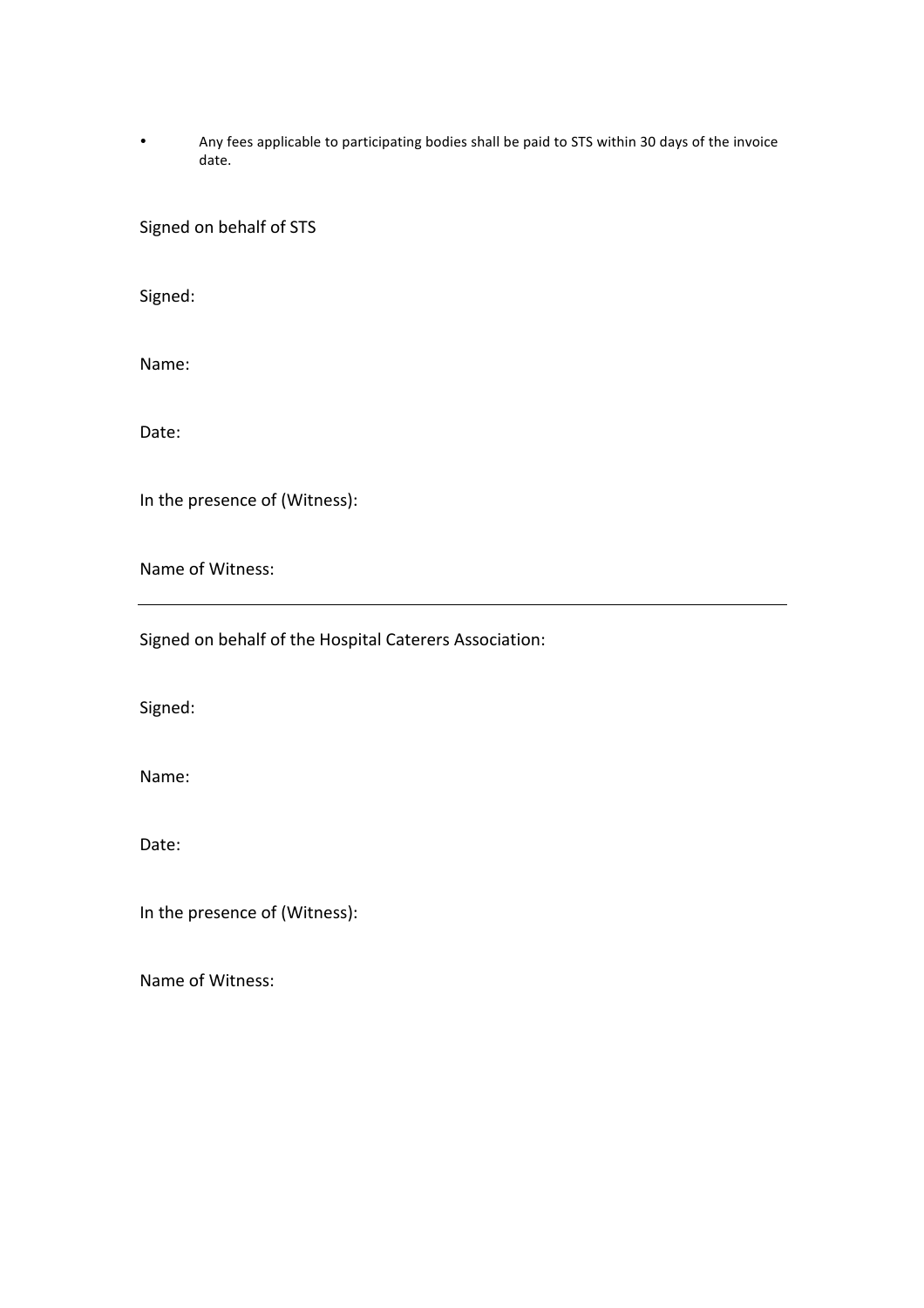- Any fees applicable to participating bodies shall be paid to STS within 30 days of the invoice date.

Signed on behalf of STS

Signed:

Name:

Date:

In the presence of (Witness):

Name of Witness:

---

Signed on behalf of the Hospital Caterers Association:

Signed:

Name:

Date:

In the presence of (Witness):

Name of Witness: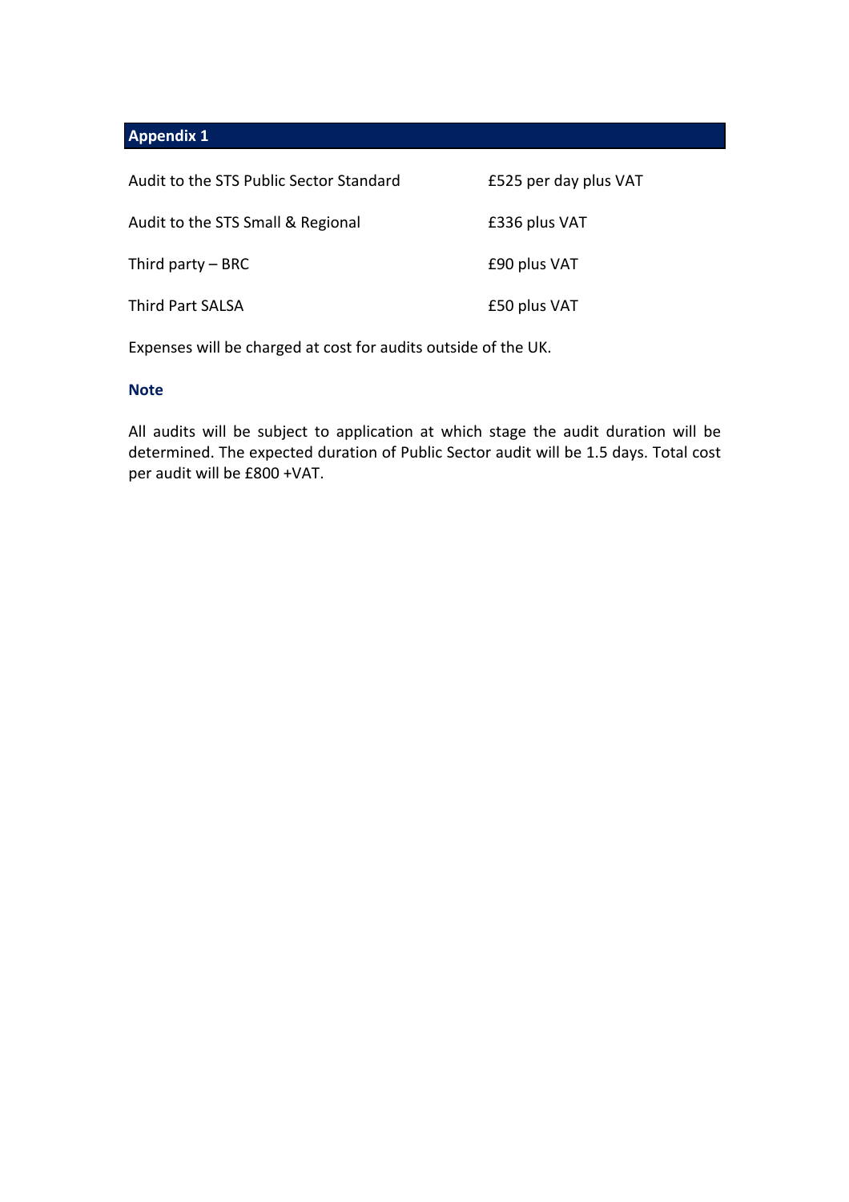## Appendix 1

| | |
|---|---|
| Audit to the STS Public Sector Standard | £525 per day plus VAT |
| Audit to the STS Small & Regional | £336 plus VAT |
| Third party – BRC | £90 plus VAT |
| Third Part SALSA | £50 plus VAT |

Expenses will be charged at cost for audits outside of the UK.

### Note

All audits will be subject to application at which stage the audit duration will be determined. The expected duration of Public Sector audit will be 1.5 days. Total cost per audit will be £800 +VAT.